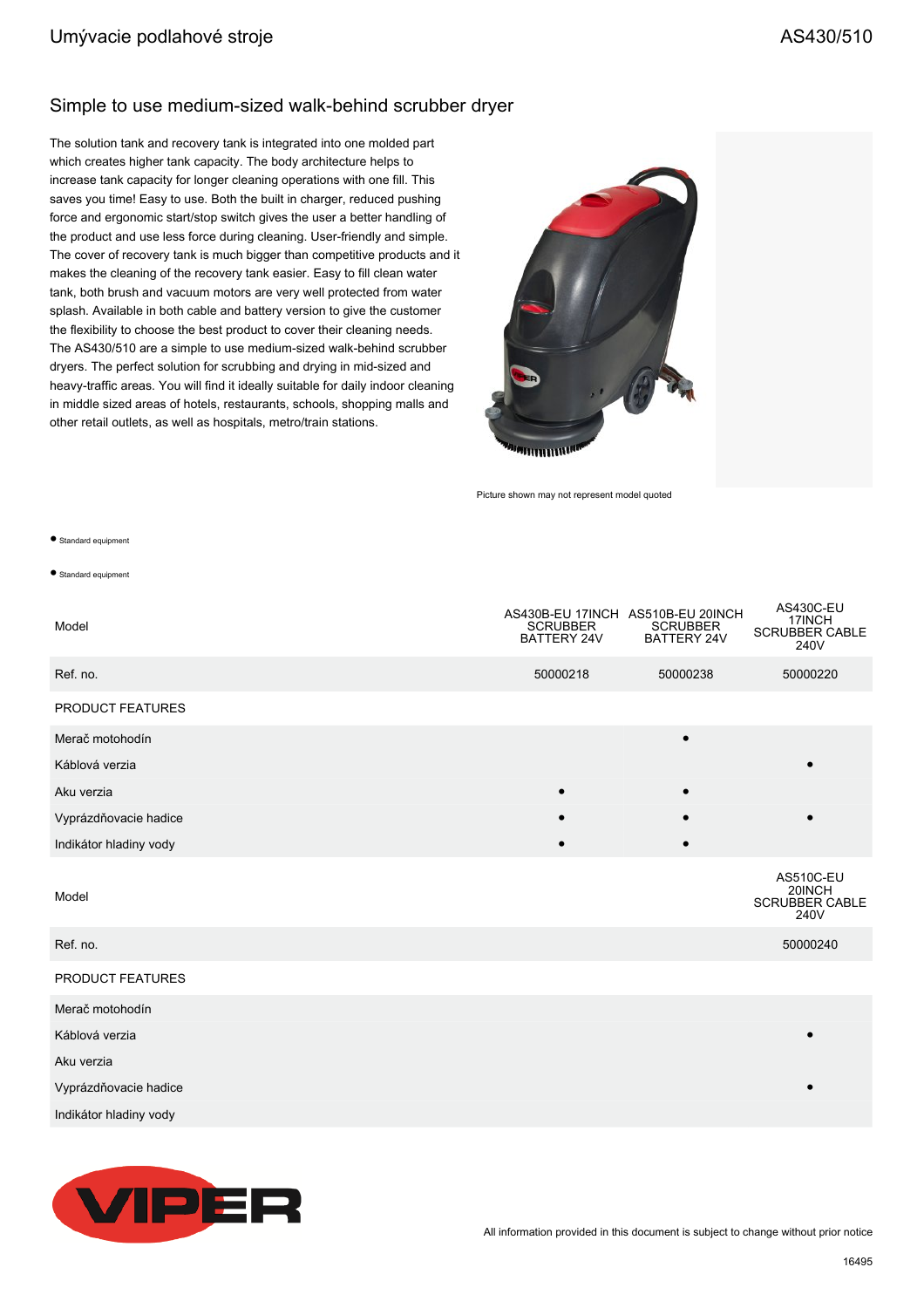Umývacie podlahové stroje

AS430/510

## Simple to use medium-sized walk-behind scrubber dryer

The solution tank and recovery tank is integrated into one molded part which creates higher tank capacity. The body architecture helps to increase tank capacity for longer cleaning operations with one fill. This saves you time! Easy to use. Both the built in charger, reduced pushing force and ergonomic start/stop switch gives the user a better handling of the product and use less force during cleaning. User-friendly and simple. The cover of recovery tank is much bigger than competitive products and it makes the cleaning of the recovery tank easier. Easy to fill clean water tank, both brush and vacuum motors are very well protected from water splash. Available in both cable and battery version to give the customer the flexibility to choose the best product to cover their cleaning needs. The AS430/510 are a simple to use medium-sized walk-behind scrubber dryers. The perfect solution for scrubbing and drying in mid-sized and heavy-traffic areas. You will find it ideally suitable for daily indoor cleaning in middle sized areas of hotels, restaurants, schools, shopping malls and other retail outlets, as well as hospitals, metro/train stations.

Picture shown may not represent model quoted

● Standard equipment

● Standard equipment

| Model | AS430B-EU 17INCH SCRUBBER BATTERY 24V | AS510B-EU 20INCH SCRUBBER BATTERY 24V | AS430C-EU 17INCH SCRUBBER CABLE 240V |
|---|---|---|---|
| Ref. no. | 50000218 | 50000238 | 50000220 |
| PRODUCT FEATURES | | | |
| Merač motohodín | | • | |
| Káblová verzia | | | • |
| Aku verzia | • | • | |
| Vyprázdňovacie hadice | • | • | • |
| Indikátor hladiny vody | • | • | |

| Model | AS510C-EU 20INCH SCRUBBER CABLE 240V |
|---|---|
| Ref. no. | 50000240 |
| PRODUCT FEATURES | |
| Merač motohodín | |
| Káblová verzia | • |
| Aku verzia | |
| Vyprázdňovacie hadice | • |
| Indikátor hladiny vody | |

VIPER

All information provided in this document is subject to change without prior notice

16495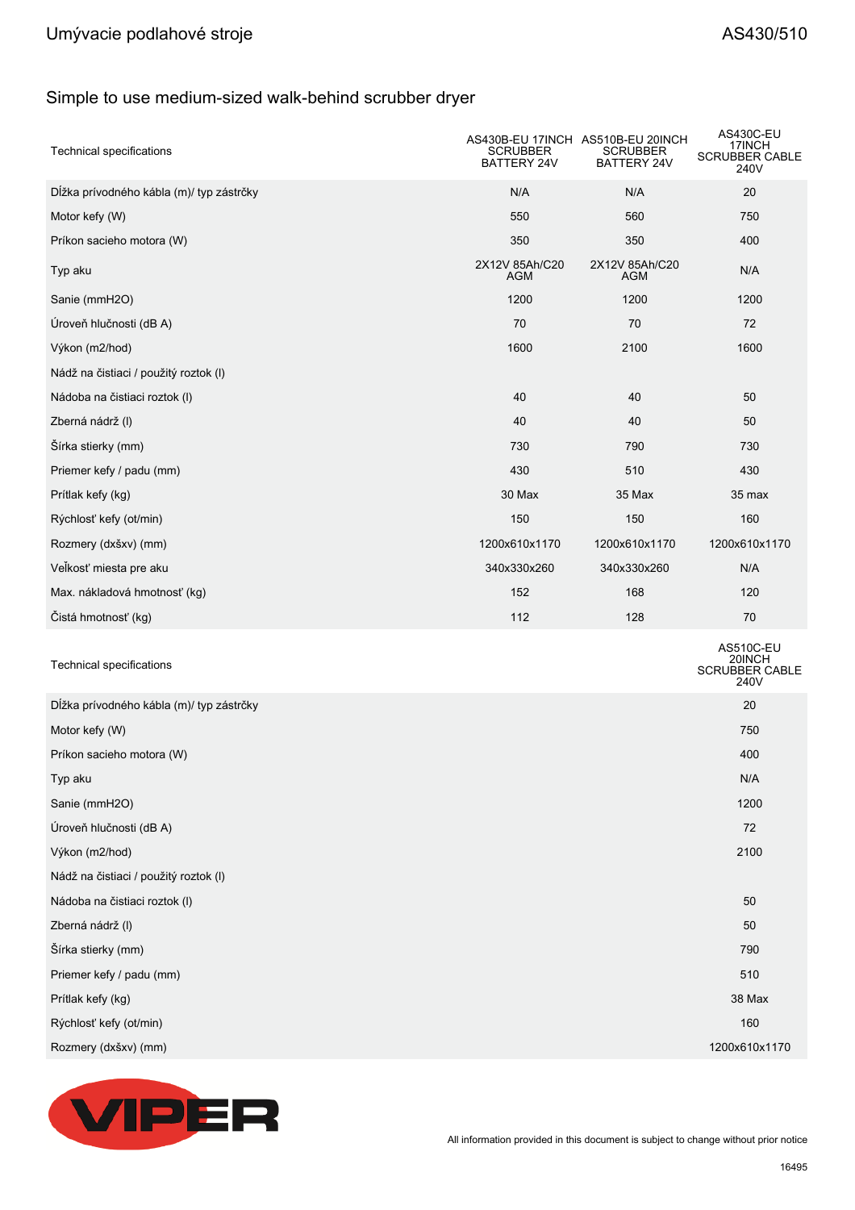Umývacie podlahové stroje AS430/510

## Simple to use medium-sized walk-behind scrubber dryer

| Technical specifications | AS430B-EU 17INCH SCRUBBER BATTERY 24V | AS510B-EU 20INCH SCRUBBER BATTERY 24V | AS430C-EU 17INCH SCRUBBER CABLE 240V |
|---|---|---|---|
| Dĺžka prívodného kábla (m)/ typ zástrčky | N/A | N/A | 20 |
| Motor kefy (W) | 550 | 560 | 750 |
| Príkon sacieho motora (W) | 350 | 350 | 400 |
| Typ aku | 2X12V 85Ah/C20 AGM | 2X12V 85Ah/C20 AGM | N/A |
| Sanie (mmH2O) | 1200 | 1200 | 1200 |
| Úroveň hlučnosti (dB A) | 70 | 70 | 72 |
| Výkon (m2/hod) | 1600 | 2100 | 1600 |
| Nádž na čistiaci / použitý roztok (l) | | | |
| Nádoba na čistiaci roztok (l) | 40 | 40 | 50 |
| Zberná nádrž (l) | 40 | 40 | 50 |
| Šírka stierky (mm) | 730 | 790 | 730 |
| Priemer kefy / padu (mm) | 430 | 510 | 430 |
| Prítlak kefy (kg) | 30 Max | 35 Max | 35 max |
| Rýchlosť kefy (ot/min) | 150 | 150 | 160 |
| Rozmery (dxšxv) (mm) | 1200x610x1170 | 1200x610x1170 | 1200x610x1170 |
| Veľkosť miesta pre aku | 340x330x260 | 340x330x260 | N/A |
| Max. nákladová hmotnosť (kg) | 152 | 168 | 120 |
| Čistá hmotnosť (kg) | 112 | 128 | 70 |

| Technical specifications | AS510C-EU 20INCH SCRUBBER CABLE 240V |
|---|---|
| Dĺžka prívodného kábla (m)/ typ zástrčky | 20 |
| Motor kefy (W) | 750 |
| Príkon sacieho motora (W) | 400 |
| Typ aku | N/A |
| Sanie (mmH2O) | 1200 |
| Úroveň hlučnosti (dB A) | 72 |
| Výkon (m2/hod) | 2100 |
| Nádž na čistiaci / použitý roztok (l) | |
| Nádoba na čistiaci roztok (l) | 50 |
| Zberná nádrž (l) | 50 |
| Šírka stierky (mm) | 790 |
| Priemer kefy / padu (mm) | 510 |
| Prítlak kefy (kg) | 38 Max |
| Rýchlosť kefy (ot/min) | 160 |
| Rozmery (dxšxv) (mm) | 1200x610x1170 |

VIPER

All information provided in this document is subject to change without prior notice

16495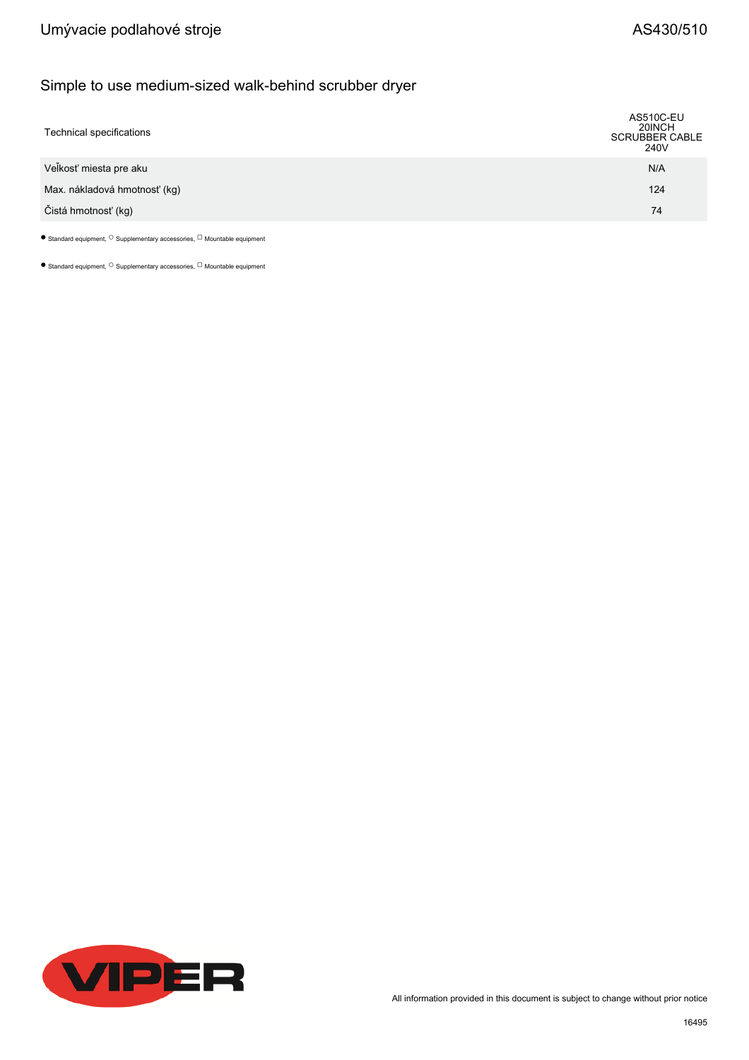Umývacie podlahové stroje

AS430/510

## Simple to use medium-sized walk-behind scrubber dryer

| Technical specifications | AS510C-EU 20INCH SCRUBBER CABLE 240V |
|---|---|
| Veľkosť miesta pre aku | N/A |
| Max. nákladová hmotnosť (kg) | 124 |
| Čistá hmotnosť (kg) | 74 |

● Standard equipment, ○ Supplementary accessories, ☐ Mountable equipment

● Standard equipment, ○ Supplementary accessories, ☐ Mountable equipment

All information provided in this document is subject to change without prior notice

16495